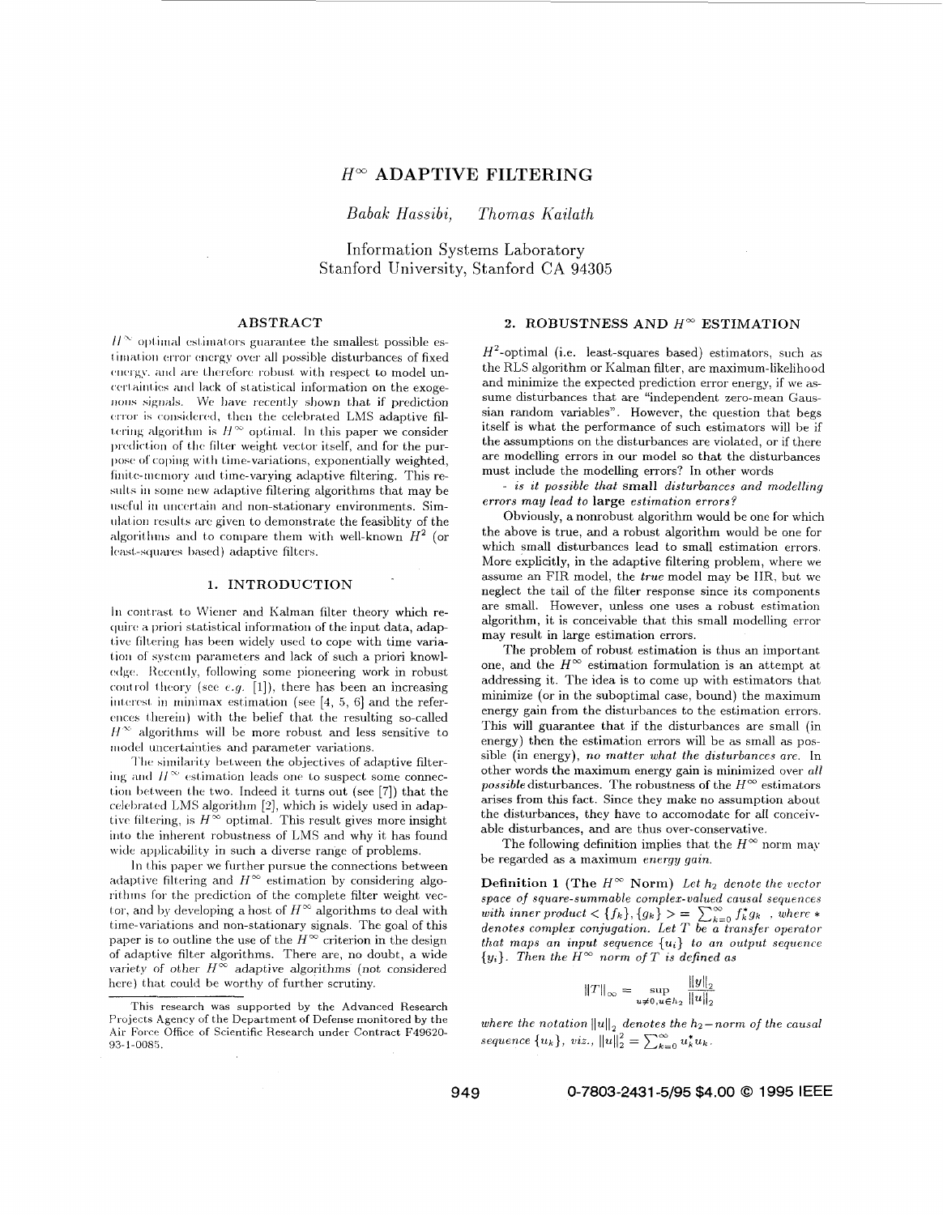# $H^\infty$ ADAPTIVE FILTERING

*Babak Hassibi, Thomas Kailath*

Information Systems Laboratory
Stanford University, Stanford CA 94305

## ABSTRACT

$H^\infty$ optimal estimators guarantee the smallest possible estimation error energy over all possible disturbances of fixed energy, and are therefore robust with respect to model uncertainties and lack of statistical information on the exogenous signals. We have recently shown that if prediction error is considered, then the celebrated LMS adaptive filtering algorithm is $H^\infty$ optimal. In this paper we consider prediction of the filter weight vector itself, and for the purpose of coping with time-variations, exponentially weighted, finite-memory and time-varying adaptive filtering. This results in some new adaptive filtering algorithms that may be useful in uncertain and non-stationary environments. Simulation results are given to demonstrate the feasiblity of the algorithms and to compare them with well-known $H^2$ (or least-squares based) adaptive filters.

## 1. INTRODUCTION

In contrast to Wiener and Kalman filter theory which require a priori statistical information of the input data, adaptive filtering has been widely used to cope with time variation of system parameters and lack of such a priori knowledge. Recently, following some pioneering work in robust control theory (see *e.g.* [1]), there has been an increasing interest in minimax estimation (see [4, 5, 6] and the references therein) with the belief that the resulting so-called $H^\infty$ algorithms will be more robust and less sensitive to model uncertainties and parameter variations.

The similarity between the objectives of adaptive filtering and $H^\infty$ estimation leads one to suspect some connection between the two. Indeed it turns out (see [7]) that the celebrated LMS algorithm [2], which is widely used in adaptive filtering, is $H^\infty$ optimal. This result gives more insight into the inherent robustness of LMS and why it has found wide applicability in such a diverse range of problems.

In this paper we further pursue the connections between adaptive filtering and $H^\infty$ estimation by considering algorithms for the prediction of the complete filter weight vector, and by developing a host of $H^\infty$ algorithms to deal with time-variations and non-stationary signals. The goal of this paper is to outline the use of the $H^\infty$ criterion in the design of adaptive filter algorithms. There are, no doubt, a wide variety of other $H^\infty$ adaptive algorithms (not considered here) that could be worthy of further scrutiny.

This research was supported by the Advanced Research Projects Agency of the Department of Defense monitored by the Air Force Office of Scientific Research under Contract F49620-93-1-0085.

## 2. ROBUSTNESS AND $H^\infty$ ESTIMATION

$H^2$-optimal (i.e. least-squares based) estimators, such as the RLS algorithm or Kalman filter, are maximum-likelihood and minimize the expected prediction error energy, if we assume disturbances that are "independent zero-mean Gaussian random variables". However, the question that begs itself is what the performance of such estimators will be if the assumptions on the disturbances are violated, or if there are modelling errors in our model so that the disturbances must include the modelling errors? In other words

*- is it possible that* **small** *disturbances and modelling errors may lead to* **large** *estimation errors?*

Obviously, a nonrobust algorithm would be one for which the above is true, and a robust algorithm would be one for which small disturbances lead to small estimation errors. More explicitly, in the adaptive filtering problem, where we assume an FIR model, the *true* model may be IIR, but we neglect the tail of the filter response since its components are small. However, unless one uses a robust estimation algorithm, it is conceivable that this small modelling error may result in large estimation errors.

The problem of robust estimation is thus an important one, and the $H^\infty$ estimation formulation is an attempt at addressing it. The idea is to come up with estimators that minimize (or in the suboptimal case, bound) the maximum energy gain from the disturbances to the estimation errors. This will guarantee that if the disturbances are small (in energy) then the estimation errors will be as small as possible (in energy), *no matter what the disturbances are.* In other words the maximum energy gain is minimized over *all possible* disturbances. The robustness of the $H^\infty$ estimators arises from this fact. Since they make no assumption about the disturbances, they have to accomodate for all conceivable disturbances, and are thus over-conservative.

The following definition implies that the $H^\infty$ norm may be regarded as a maximum *energy gain.*

**Definition 1 (The $H^\infty$ Norm)** *Let $h_2$ denote the vector space of square-summable complex-valued causal sequences with inner product $<\{f_k\},\{g_k\}> = \sum_{k=0}^{\infty} f_k^* g_k$ , where $*$ denotes complex conjugation. Let $T$ be a transfer operator that maps an input sequence $\{u_i\}$ to an output sequence $\{y_i\}$. Then the $H^\infty$ norm of $T$ is defined as*

$$\|T\|_\infty = \sup_{u \neq 0, u \in h_2} \frac{\|y\|_2}{\|u\|_2}$$

*where the notation $\|u\|_2$ denotes the $h_2$−norm of the causal sequence $\{u_k\}$, viz., $\|u\|_2^2 = \sum_{k=0}^{\infty} u_k^* u_k$.*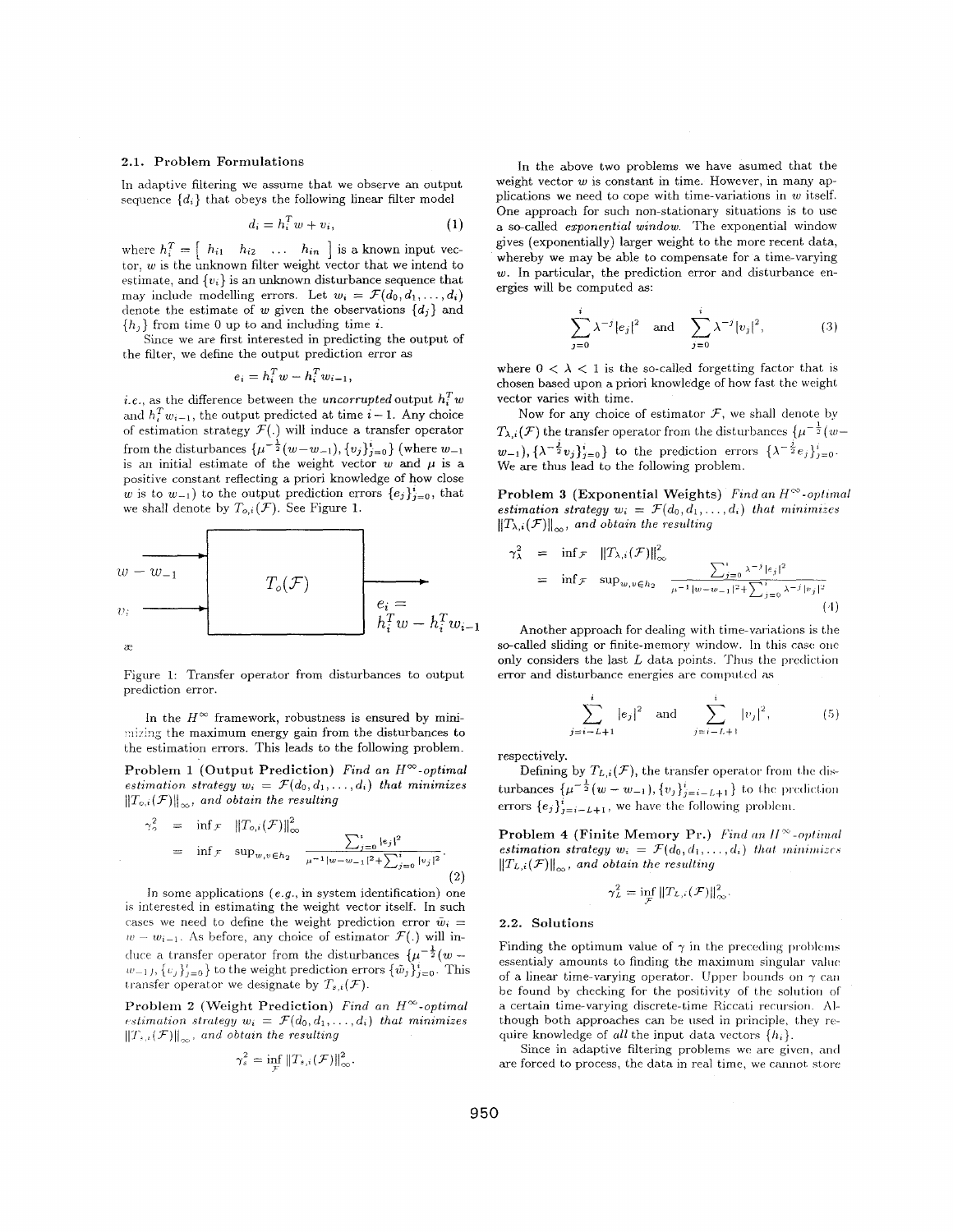### 2.1. Problem Formulations

In adaptive filtering we assume that we observe an output sequence $\{d_i\}$ that obeys the following linear filter model

$$d_i = h_i^T w + v_i, \tag{1}$$

where $h_i^T = \left[\begin{array}{cccc} h_{i1} & h_{i2} & \ldots & h_{in} \end{array}\right]$ is a known input vector, $w$ is the unknown filter weight vector that we intend to estimate, and $\{v_i\}$ is an unknown disturbance sequence that may include modelling errors. Let $w_i = \mathcal{F}(d_0, d_1, \ldots, d_i)$ denote the estimate of $w$ given the observations $\{d_j\}$ and $\{h_j\}$ from time 0 up to and including time $i$.

Since we are first interested in predicting the output of the filter, we define the output prediction error as

$$e_i = h_i^T w - h_i^T w_{i-1},$$

*i.e.*, as the difference between the *uncorrupted* output $h_i^T w$ and $h_i^T w_{i-1}$, the output predicted at time $i-1$. Any choice of estimation strategy $\mathcal{F}(.)$ will induce a transfer operator from the disturbances $\{\mu^{-\frac{1}{2}}(w - w_{-1}), \{v_j\}_{j=0}^i\}$ (where $w_{-1}$ is an initial estimate of the weight vector $w$ and $\mu$ is a positive constant reflecting a priori knowledge of how close $w$ is to $w_{-1}$) to the output prediction errors $\{e_j\}_{j=0}^i$, that we shall denote by $T_{o,i}(\mathcal{F})$. See Figure 1.

$w - w_{-1}$, $v_i$ → $T_o(\mathcal{F})$ → $e_i = h_i^T w - h_i^T w_{i-1}$

Figure 1: Transfer operator from disturbances to output prediction error.

In the $H^\infty$ framework, robustness is ensured by minimizing the maximum energy gain from the disturbances to the estimation errors. This leads to the following problem.

**Problem 1 (Output Prediction)** *Find an $H^\infty$-optimal estimation strategy $w_i = \mathcal{F}(d_0, d_1, \ldots, d_i)$ that minimizes $\|T_{o,i}(\mathcal{F})\|_\infty$, and obtain the resulting*

$$\begin{aligned} \gamma_o^2 &= \inf_{\mathcal{F}} \ \|T_{o,i}(\mathcal{F})\|_\infty^2 \\ &= \inf_{\mathcal{F}} \ \sup_{w, v \in h_2} \ \frac{\sum_{j=0}^i |e_j|^2}{\mu^{-1}|w - w_{-1}|^2 + \sum_{j=0}^i |v_j|^2}. \end{aligned} \tag{2}$$

In some applications (*e.g.*, in system identification) one is interested in estimating the weight vector itself. In such cases we need to define the weight prediction error $\tilde{w}_i = w - w_{i-1}$. As before, any choice of estimator $\mathcal{F}(.)$ will induce a transfer operator from the disturbances $\{\mu^{-\frac{1}{2}}(w - w_{-1}), \{v_j\}_{j=0}^i\}$ to the weight prediction errors $\{\tilde{w}_j\}_{j=0}^i$. This transfer operator we designate by $T_{s,i}(\mathcal{F})$.

**Problem 2 (Weight Prediction)** *Find an $H^\infty$-optimal estimation strategy $w_i = \mathcal{F}(d_0, d_1, \ldots, d_i)$ that minimizes $\|T_{s,i}(\mathcal{F})\|_\infty$, and obtain the resulting*

$$\gamma_s^2 = \inf_{\mathcal{F}} \|T_{s,i}(\mathcal{F})\|_\infty^2.$$

In the above two problems we have assumed that the weight vector $w$ is constant in time. However, in many applications we need to cope with time-variations in $w$ itself. One approach for such non-stationary situations is to use a so-called *exponential window*. The exponential window gives (exponentially) larger weight to the more recent data, whereby we may be able to compensate for a time-varying $w$. In particular, the prediction error and disturbance energies will be computed as:

$$\sum_{j=0}^i \lambda^{-j}|e_j|^2 \quad \text{and} \quad \sum_{j=0}^i \lambda^{-j}|v_j|^2, \tag{3}$$

where $0 < \lambda < 1$ is the so-called forgetting factor that is chosen based upon a priori knowledge of how fast the weight vector varies with time.

Now for any choice of estimator $\mathcal{F}$, we shall denote by $T_{\lambda,i}(\mathcal{F})$ the transfer operator from the disturbances $\{\mu^{-\frac{1}{2}}(w - w_{-1}), \{\lambda^{-\frac{j}{2}} v_j\}_{j=0}^i\}$ to the prediction errors $\{\lambda^{-\frac{j}{2}} e_j\}_{j=0}^i$. We are thus lead to the following problem.

**Problem 3 (Exponential Weights)** *Find an $H^\infty$-optimal estimation strategy $w_i = \mathcal{F}(d_0, d_1, \ldots, d_i)$ that minimizes $\|T_{\lambda,i}(\mathcal{F})\|_\infty$, and obtain the resulting*

$$\begin{aligned} \gamma_\lambda^2 &= \inf_{\mathcal{F}} \ \|T_{\lambda,i}(\mathcal{F})\|_\infty^2 \\ &= \inf_{\mathcal{F}} \ \sup_{w, v \in h_2} \ \frac{\sum_{j=0}^i \lambda^{-j}|e_j|^2}{\mu^{-1}|w - w_{-1}|^2 + \sum_{j=0}^i \lambda^{-j}|v_j|^2} \end{aligned} \tag{4}$$

Another approach for dealing with time-variations is the so-called sliding or finite-memory window. In this case one only considers the last $L$ data points. Thus the prediction error and disturbance energies are computed as

$$\sum_{j=i-L+1}^i |e_j|^2 \quad \text{and} \quad \sum_{j=i-L+1}^i |v_j|^2, \tag{5}$$

respectively.

Defining by $T_{L,i}(\mathcal{F})$, the transfer operator from the disturbances $\{\mu^{-\frac{1}{2}}(w - w_{-1}), \{v_j\}_{j=i-L+1}^i\}$ to the prediction errors $\{e_j\}_{j=i-L+1}^i$, we have the following problem.

**Problem 4 (Finite Memory Pr.)** *Find an $H^\infty$-optimal estimation strategy $w_i = \mathcal{F}(d_0, d_1, \ldots, d_i)$ that minimizes $\|T_{L,i}(\mathcal{F})\|_\infty$, and obtain the resulting*

$$\gamma_L^2 = \inf_{\mathcal{F}} \|T_{L,i}(\mathcal{F})\|_\infty^2.$$

### 2.2. Solutions

Finding the optimum value of $\gamma$ in the preceding problems essentialy amounts to finding the maximum singular value of a linear time-varying operator. Upper bounds on $\gamma$ can be found by checking for the positivity of the solution of a certain time-varying discrete-time Riccati recursion. Although both approaches can be used in principle, they require knowledge of *all* the input data vectors $\{h_i\}$.

Since in adaptive filtering problems we are given, and are forced to process, the data in real time, we cannot store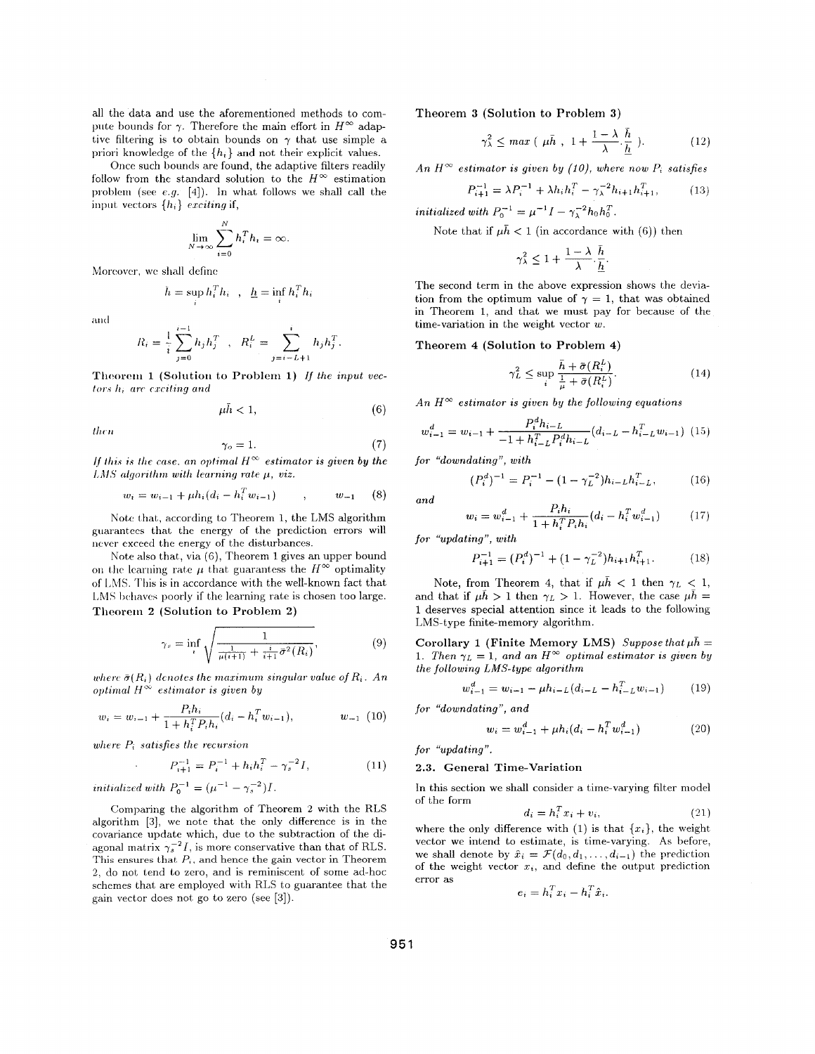all the data and use the aforementioned methods to compute bounds for $\gamma$. Therefore the main effort in $H^\infty$ adaptive filtering is to obtain bounds on $\gamma$ that use simple a priori knowledge of the $\{h_i\}$ and not their explicit values.

Once such bounds are found, the adaptive filters readily follow from the standard solution to the $H^\infty$ estimation problem (see *e.g.* [4]). In what follows we shall call the input vectors $\{h_i\}$ *exciting* if,

$$\lim_{N\to\infty} \sum_{i=0}^{N} h_i^T h_i = \infty.$$

Moreover, we shall define

$$\bar{h} = \sup_i h_i^T h_i \quad , \quad \underline{h} = \inf_i h_i^T h_i$$

and

$$R_i = \frac{1}{i}\sum_{j=0}^{i-1} h_j h_j^T \quad , \quad R_i^L = \sum_{j=i-L+1}^{i} h_j h_j^T.$$

**Theorem 1 (Solution to Problem 1)** *If the input vectors $h_i$ are exciting and*

$$\mu \bar{h} < 1, \tag{6}$$

*then*

$$\gamma_o = 1. \tag{7}$$

*If this is the case, an optimal $H^\infty$ estimator is given by the LMS algorithm with learning rate $\mu$, viz.*

$$w_i = w_{i-1} + \mu h_i (d_i - h_i^T w_{i-1}) \quad , \quad w_{-1} \tag{8}$$

Note that, according to Theorem 1, the LMS algorithm guarantees that the energy of the prediction errors will never exceed the energy of the disturbances.

Note also that, via (6), Theorem 1 gives an upper bound on the learning rate $\mu$ that guarantees the $H^\infty$ optimality of LMS. This is in accordance with the well-known fact that LMS behaves poorly if the learning rate is chosen too large.

**Theorem 2 (Solution to Problem 2)**

$$\gamma_s = \inf_i \sqrt{\frac{1}{\frac{1}{\mu(i+1)} + \frac{i}{i+1}\bar{\sigma}^2(R_i)}}, \tag{9}$$

*where $\bar{\sigma}(R_i)$ denotes the maximum singular value of $R_i$. An optimal $H^\infty$ estimator is given by*

$$w_i = w_{i-1} + \frac{P_i h_i}{1 + h_i^T P_i h_i}(d_i - h_i^T w_{i-1}), \qquad w_{-1} \tag{10}$$

*where $P_i$ satisfies the recursion*

$$P_{i+1}^{-1} = P_i^{-1} + h_i h_i^T - \gamma_s^{-2} I, \tag{11}$$

*initialized with $P_0^{-1} = (\mu^{-1} - \gamma_s^{-2})I$.*

Comparing the algorithm of Theorem 2 with the RLS algorithm [3], we note that the only difference is in the covariance update which, due to the subtraction of the diagonal matrix $\gamma_s^{-2}I$, is more conservative than that of RLS. This ensures that $P_i$, and hence the gain vector in Theorem 2, do not tend to zero, and is reminiscent of some ad-hoc schemes that are employed with RLS to guarantee that the gain vector does not go to zero (see [3]).

**Theorem 3 (Solution to Problem 3)**

$$\gamma_\lambda^2 \leq max\left( \mu\bar{h} \ , \ 1 + \frac{1-\lambda}{\lambda}.\frac{\bar{h}}{\underline{h}} \right). \tag{12}$$

*An $H^\infty$ estimator is given by (10), where now $P_i$ satisfies*

$$P_{i+1}^{-1} = \lambda P_i^{-1} + \lambda h_i h_i^T - \gamma_\lambda^{-2} h_{i+1} h_{i+1}^T, \tag{13}$$

*initialized with $P_0^{-1} = \mu^{-1} I - \gamma_\lambda^{-2} h_0 h_0^T$.*

Note that if $\mu\bar{h} < 1$ (in accordance with (6)) then

$$\gamma_\lambda^2 \leq 1 + \frac{1-\lambda}{\lambda}.\frac{\bar{h}}{\underline{h}}.$$

The second term in the above expression shows the deviation from the optimum value of $\gamma = 1$, that was obtained in Theorem 1, and that we must pay for because of the time-variation in the weight vector $w$.

**Theorem 4 (Solution to Problem 4)**

$$\gamma_L^2 \leq \sup_i \frac{\bar{h} + \bar{\sigma}(R_i^L)}{\frac{1}{\mu} + \bar{\sigma}(R_i^L)}. \tag{14}$$

*An $H^\infty$ estimator is given by the following equations*

$$w_{i-1}^d = w_{i-1} + \frac{P_i^d h_{i-L}}{-1 + h_{i-L}^T P_i^d h_{i-L}}(d_{i-L} - h_{i-L}^T w_{i-1}) \tag{15}$$

*for "downdating", with*

$$(P_i^d)^{-1} = P_i^{-1} - (1 - \gamma_L^{-2}) h_{i-L} h_{i-L}^T, \tag{16}$$

*and*

$$w_i = w_{i-1}^d + \frac{P_i h_i}{1 + h_i^T P_i h_i}(d_i - h_i^T w_{i-1}^d) \tag{17}$$

*for "updating", with*

$$P_{i+1}^{-1} = (P_i^d)^{-1} + (1 - \gamma_L^{-2}) h_{i+1} h_{i+1}^T. \tag{18}$$

Note, from Theorem 4, that if $\mu\bar{h} < 1$ then $\gamma_L < 1$, and that if $\mu\bar{h} > 1$ then $\gamma_L > 1$. However, the case $\mu\bar{h} = 1$ deserves special attention since it leads to the following LMS-type finite-memory algorithm.

**Corollary 1 (Finite Memory LMS)** *Suppose that $\mu\bar{h} = 1$. Then $\gamma_L = 1$, and an $H^\infty$ optimal estimator is given by the following LMS-type algorithm*

$$w_{i-1}^d = w_{i-1} - \mu h_{i-L}(d_{i-L} - h_{i-L}^T w_{i-1}) \tag{19}$$

*for "downdating", and*

$$w_i = w_{i-1}^d + \mu h_i (d_i - h_i^T w_{i-1}^d) \tag{20}$$

*for "updating".*

### 2.3. General Time-Variation

In this section we shall consider a time-varying filter model of the form

$$d_i = h_i^T x_i + v_i, \tag{21}$$

where the only difference with (1) is that $\{x_i\}$, the weight vector we intend to estimate, is time-varying. As before, we shall denote by $\hat{x}_i = \mathcal{F}(d_0, d_1, \ldots, d_{i-1})$ the prediction of the weight vector $x_i$, and define the output prediction error as

$$e_i = h_i^T x_i - h_i^T \hat{x}_i.$$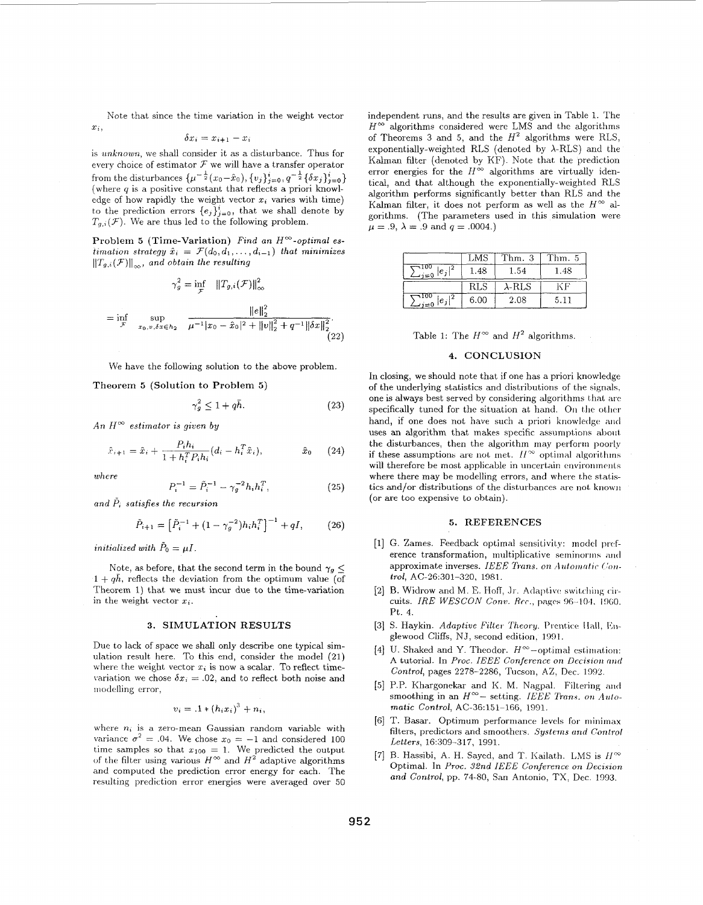Note that since the time variation in the weight vector $x_i$,

$$\delta x_i = x_{i+1} - x_i$$

is *unknown*, we shall consider it as a disturbance. Thus for every choice of estimator $\mathcal{F}$ we will have a transfer operator from the disturbances $\{\mu^{-\frac{1}{2}}(x_0 - \hat{x}_0), \{v_j\}_{j=0}^{i}, q^{-\frac{1}{2}}\{\delta x_j\}_{j=0}^{i}\}$ (where $q$ is a positive constant that reflects a priori knowledge of how rapidly the weight vector $x_i$ varies with time) to the prediction errors $\{e_j\}_{j=0}^{i}$, that we shall denote by $T_{g,i}(\mathcal{F})$. We are thus led to the following problem.

**Problem 5 (Time-Variation)** *Find an $H^\infty$-optimal estimation strategy $\hat{x}_i = \mathcal{F}(d_0, d_1, \ldots, d_{i-1})$ that minimizes $\|T_{g,i}(\mathcal{F})\|_\infty$, and obtain the resulting*

$$\gamma_g^2 = \inf_{\mathcal{F}} \|T_{g,i}(\mathcal{F})\|_\infty^2$$

$$= \inf_{\mathcal{F}} \sup_{x_0, v, \delta x \in h_2} \frac{\|e\|_2^2}{\mu^{-1}|x_0 - \hat{x}_0|^2 + \|v\|_2^2 + q^{-1}\|\delta x\|_2^2}. \tag{22}$$

We have the following solution to the above problem.

**Theorem 5 (Solution to Problem 5)**

$$\gamma_g^2 \leq 1 + q\bar{h}. \tag{23}$$

*An $H^\infty$ estimator is given by*

$$\hat{x}_{i+1} = \hat{x}_i + \frac{P_i h_i}{1 + h_i^T P_i h_i}(d_i - h_i^T \hat{x}_i), \qquad \hat{x}_0 \tag{24}$$

*where*

$$P_i^{-1} = \tilde{P}_i^{-1} - \gamma_g^{-2} h_i h_i^T, \tag{25}$$

*and $\tilde{P}_i$ satisfies the recursion*

$$\tilde{P}_{i+1} = \left[\tilde{P}_i^{-1} + (1 - \gamma_g^{-2}) h_i h_i^T\right]^{-1} + qI, \tag{26}$$

*initialized with $\tilde{P}_0 = \mu I$.*

Note, as before, that the second term in the bound $\gamma_g \leq 1 + q\bar{h}$, reflects the deviation from the optimum value (of Theorem 1) that we must incur due to the time-variation in the weight vector $x_i$.

## 3. SIMULATION RESULTS

Due to lack of space we shall only describe one typical simulation result here. To this end, consider the model (21) where the weight vector $x_i$ is now a scalar. To reflect time-variation we chose $\delta x_i = .02$, and to reflect both noise and modelling error,

$$v_i = .1 * (h_i x_i)^3 + n_i,$$

where $n_i$ is a zero-mean Gaussian random variable with variance $\sigma^2 = .04$. We chose $x_0 = -1$ and considered 100 time samples so that $x_{100} = 1$. We predicted the output of the filter using various $H^\infty$ and $H^2$ adaptive algorithms and computed the prediction error energy for each. The resulting prediction error energies were averaged over 50 independent runs, and the results are given in Table 1. The $H^\infty$ algorithms considered were LMS and the algorithms of Theorems 3 and 5, and the $H^2$ algorithms were RLS, exponentially-weighted RLS (denoted by $\lambda$-RLS) and the Kalman filter (denoted by KF). Note that the prediction error energies for the $H^\infty$ algorithms are virtually identical, and that although the exponentially-weighted RLS algorithm performs significantly better than RLS and the Kalman filter, it does not perform as well as the $H^\infty$ algorithms. (The parameters used in this simulation were $\mu = .9$, $\lambda = .9$ and $q = .0004$.)

| | LMS | Thm. 3 | Thm. 5 |
|---|---|---|---|
| $\sum_{j=0}^{100} \|e_j\|^2$ | 1.48 | 1.54 | 1.48 |
| | RLS | $\lambda$-RLS | KF |
| $\sum_{j=0}^{100} \|e_j\|^2$ | 6.00 | 2.08 | 5.11 |

Table 1: The $H^\infty$ and $H^2$ algorithms.

## 4. CONCLUSION

In closing, we should note that if one has a priori knowledge of the underlying statistics and distributions of the signals, one is always best served by considering algorithms that are specifically tuned for the situation at hand. On the other hand, if one does not have such a priori knowledge and uses an algorithm that makes specific assumptions about the disturbances, then the algorithm may perform poorly if these assumptions are not met. $H^\infty$ optimal algorithms will therefore be most applicable in uncertain environments where there may be modelling errors, and where the statistics and/or distributions of the disturbances are not known (or are too expensive to obtain).

## 5. REFERENCES

[1] G. Zames. Feedback optimal sensitivity: model preference transformation, multiplicative seminorms and approximate inverses. *IEEE Trans. on Automatic Control*, AC-26:301–320, 1981.

[2] B. Widrow and M. E. Hoff, Jr. Adaptive switching circuits. *IRE WESCON Conv. Rec.*, pages 96–104, 1960. Pt. 4.

[3] S. Haykin. *Adaptive Filter Theory.* Prentice Hall, Englewood Cliffs, NJ, second edition, 1991.

[4] U. Shaked and Y. Theodor. $H^\infty$–optimal estimation: A tutorial. In *Proc. IEEE Conference on Decision and Control*, pages 2278–2286, Tucson, AZ, Dec. 1992.

[5] P.P. Khargonekar and K. M. Nagpal. Filtering and smoothing in an $H^\infty$– setting. *IEEE Trans. on Automatic Control*, AC-36:151–166, 1991.

[6] T. Basar. Optimum performance levels for minimax filters, predictors and smoothers. *Systems and Control Letters*, 16:309–317, 1991.

[7] B. Hassibi, A. H. Sayed, and T. Kailath. LMS is $H^\infty$ Optimal. In *Proc. 32nd IEEE Conference on Decision and Control*, pp. 74-80, San Antonio, TX, Dec. 1993.